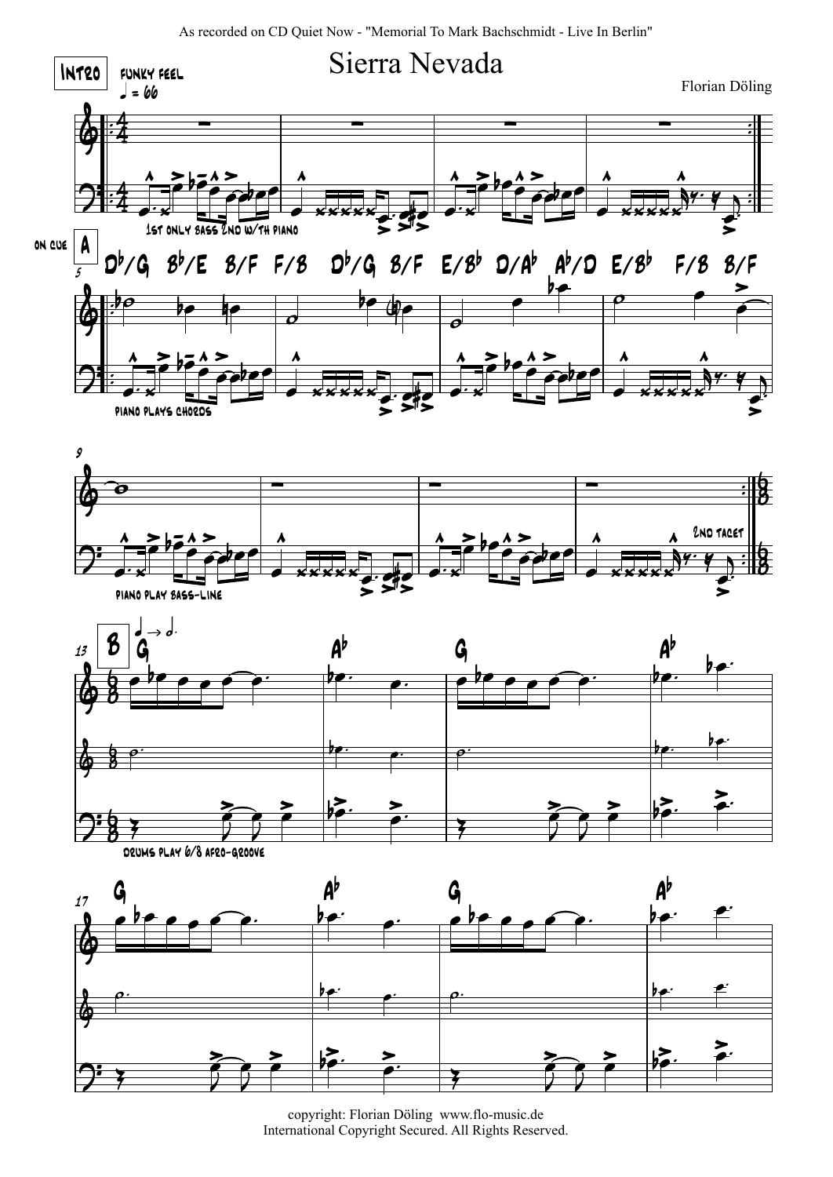As recorded on CD Quiet Now - "Memorial To Mark Bachschmidt - Live In Berlin"

# Sierra Nevada

Florian Döling

INTRO — FUNKY FEEL ♩ = 66

1ST ONLY BASS 2ND W/TH PIANO

ON CUE **A**

D♭/G B♭/E B/F F/B D♭/G B/F E/B♭ D/A♭ A♭/D E/B♭ F/B B/F

PIANO PLAYS CHORDS

PIANO PLAY BASS-LINE

2ND TACET

**B** ♩ → 𝅗𝅥.

G A♭ G A♭

DRUMS PLAY 6/8 AFRO-GROOVE

G A♭ G A♭

copyright: Florian Döling www.flo-music.de
International Copyright Secured. All Rights Reserved.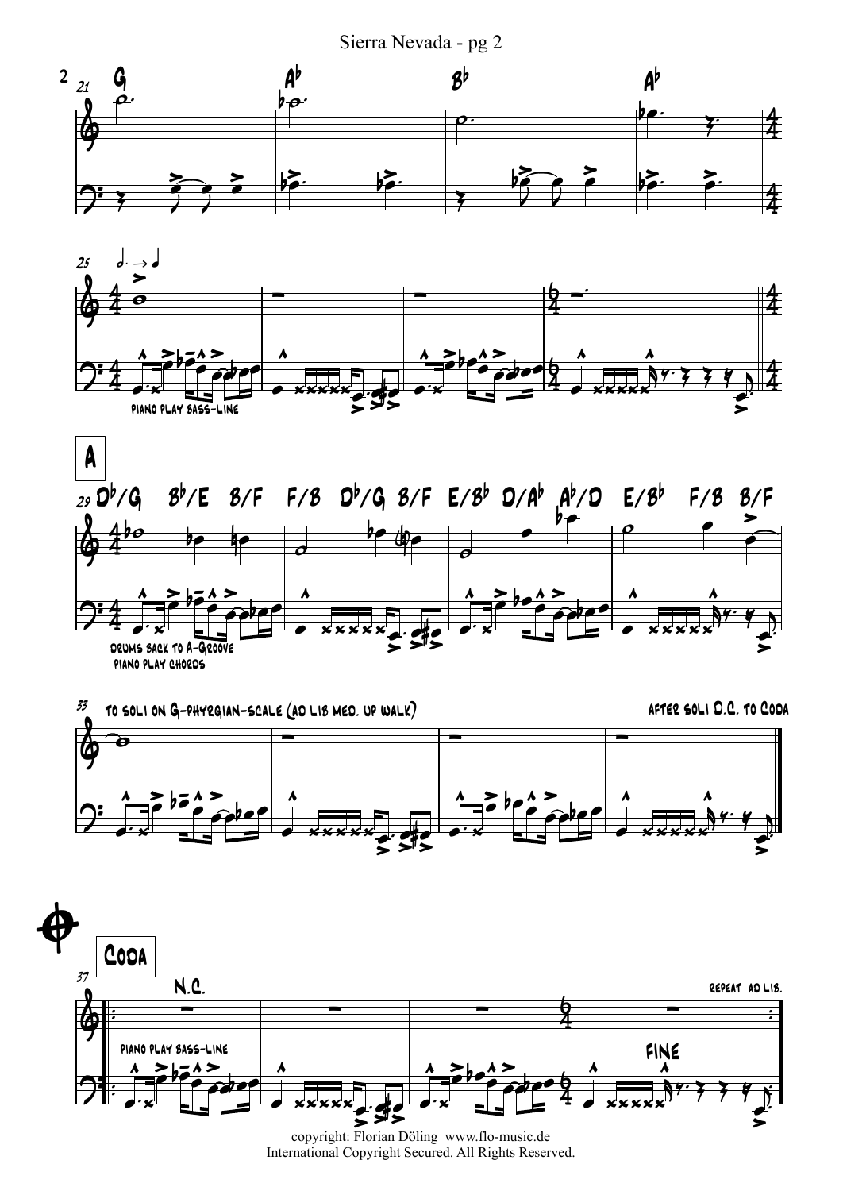Sierra Nevada - pg 2

G Ab Bb Ab

piano play bass-line

A

Db/G Bb/E B/F F/B Db/G B/F E/Bb D/Ab Ab/D E/Bb F/B B/F

drums back to A-Groove
piano play chords

to soli on G-phrygian-scale (ad lib med. up walk)

after soli D.C. to Coda

Coda

N.C.

repeat ad lib.

piano play bass-line

Fine

copyright: Florian Döling www.flo-music.de
International Copyright Secured. All Rights Reserved.